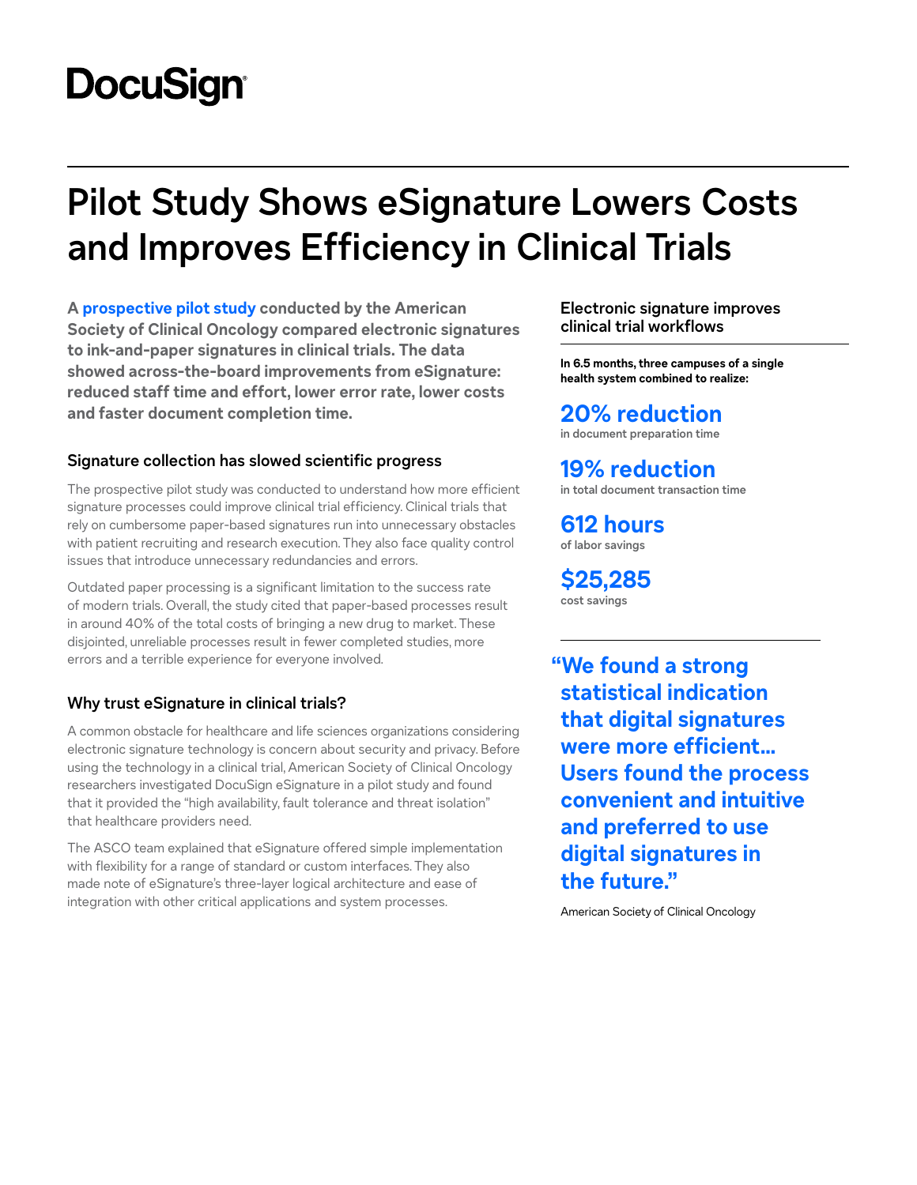DocuSign

# Pilot Study Shows eSignature Lowers Costs and Improves Efficiency in Clinical Trials

**A prospective pilot study conducted by the American Society of Clinical Oncology compared electronic signatures to ink-and-paper signatures in clinical trials. The data showed across-the-board improvements from eSignature: reduced staff time and effort, lower error rate, lower costs and faster document completion time.**

## Signature collection has slowed scientific progress

The prospective pilot study was conducted to understand how more efficient signature processes could improve clinical trial efficiency. Clinical trials that rely on cumbersome paper-based signatures run into unnecessary obstacles with patient recruiting and research execution. They also face quality control issues that introduce unnecessary redundancies and errors.

Outdated paper processing is a significant limitation to the success rate of modern trials. Overall, the study cited that paper-based processes result in around 40% of the total costs of bringing a new drug to market. These disjointed, unreliable processes result in fewer completed studies, more errors and a terrible experience for everyone involved.

## Why trust eSignature in clinical trials?

A common obstacle for healthcare and life sciences organizations considering electronic signature technology is concern about security and privacy. Before using the technology in a clinical trial, American Society of Clinical Oncology researchers investigated DocuSign eSignature in a pilot study and found that it provided the "high availability, fault tolerance and threat isolation" that healthcare providers need.

The ASCO team explained that eSignature offered simple implementation with flexibility for a range of standard or custom interfaces. They also made note of eSignature's three-layer logical architecture and ease of integration with other critical applications and system processes.

## Electronic signature improves clinical trial workflows

**In 6.5 months, three campuses of a single health system combined to realize:**

**20% reduction**
in document preparation time

**19% reduction**
in total document transaction time

**612 hours**
of labor savings

**$25,285**
cost savings

> **"We found a strong statistical indication that digital signatures were more efficient... Users found the process convenient and intuitive and preferred to use digital signatures in the future."**
>
> American Society of Clinical Oncology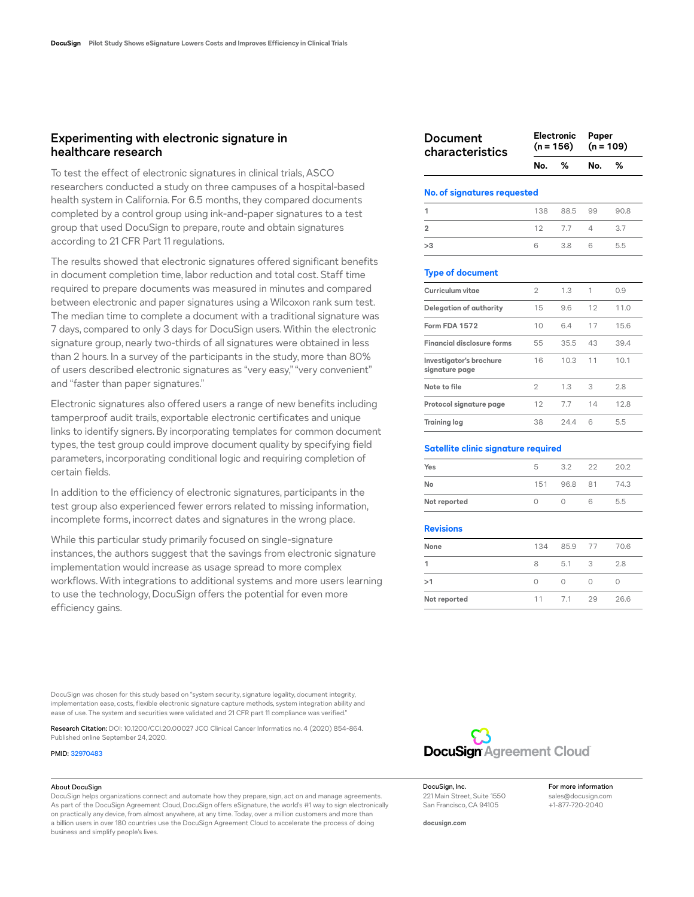## Experimenting with electronic signature in healthcare research

To test the effect of electronic signatures in clinical trials, ASCO researchers conducted a study on three campuses of a hospital-based health system in California. For 6.5 months, they compared documents completed by a control group using ink-and-paper signatures to a test group that used DocuSign to prepare, route and obtain signatures according to 21 CFR Part 11 regulations.

The results showed that electronic signatures offered significant benefits in document completion time, labor reduction and total cost. Staff time required to prepare documents was measured in minutes and compared between electronic and paper signatures using a Wilcoxon rank sum test. The median time to complete a document with a traditional signature was 7 days, compared to only 3 days for DocuSign users. Within the electronic signature group, nearly two-thirds of all signatures were obtained in less than 2 hours. In a survey of the participants in the study, more than 80% of users described electronic signatures as "very easy," "very convenient" and "faster than paper signatures."

Electronic signatures also offered users a range of new benefits including tamperproof audit trails, exportable electronic certificates and unique links to identify signers. By incorporating templates for common document types, the test group could improve document quality by specifying field parameters, incorporating conditional logic and requiring completion of certain fields.

In addition to the efficiency of electronic signatures, participants in the test group also experienced fewer errors related to missing information, incomplete forms, incorrect dates and signatures in the wrong place.

While this particular study primarily focused on single-signature instances, the authors suggest that the savings from electronic signature implementation would increase as usage spread to more complex workflows. With integrations to additional systems and more users learning to use the technology, DocuSign offers the potential for even more efficiency gains.

| Document characteristics | Electronic (n = 156) | | Paper (n = 109) | |
|---|---|---|---|---|
| | No. | % | No. | % |
| **No. of signatures requested** | | | | |
| 1 | 138 | 88.5 | 99 | 90.8 |
| 2 | 12 | 7.7 | 4 | 3.7 |
| >3 | 6 | 3.8 | 6 | 5.5 |
| **Type of document** | | | | |
| Curriculum vitae | 2 | 1.3 | 1 | 0.9 |
| Delegation of authority | 15 | 9.6 | 12 | 11.0 |
| Form FDA 1572 | 10 | 6.4 | 17 | 15.6 |
| Financial disclosure forms | 55 | 35.5 | 43 | 39.4 |
| Investigator's brochure signature page | 16 | 10.3 | 11 | 10.1 |
| Note to file | 2 | 1.3 | 3 | 2.8 |
| Protocol signature page | 12 | 7.7 | 14 | 12.8 |
| Training log | 38 | 24.4 | 6 | 5.5 |
| **Satellite clinic signature required** | | | | |
| Yes | 5 | 3.2 | 22 | 20.2 |
| No | 151 | 96.8 | 81 | 74.3 |
| Not reported | 0 | 0 | 6 | 5.5 |
| **Revisions** | | | | |
| None | 134 | 85.9 | 77 | 70.6 |
| 1 | 8 | 5.1 | 3 | 2.8 |
| >1 | 0 | 0 | 0 | 0 |
| Not reported | 11 | 7.1 | 29 | 26.6 |

DocuSign was chosen for this study based on "system security, signature legality, document integrity, implementation ease, costs, flexible electronic signature capture methods, system integration ability and ease of use. The system and securities were validated and 21 CFR part 11 compliance was verified."

**Research Citation:** DOI: 10.1200/CCI.20.00027 JCO Clinical Cancer Informatics no. 4 (2020) 854-864. Published online September 24, 2020.

**PMID:** 32970483

DocuSign Agreement Cloud

**About DocuSign**

DocuSign helps organizations connect and automate how they prepare, sign, act on and manage agreements. As part of the DocuSign Agreement Cloud, DocuSign offers eSignature, the world's #1 way to sign electronically on practically any device, from almost anywhere, at any time. Today, over a million customers and more than a billion users in over 180 countries use the DocuSign Agreement Cloud to accelerate the process of doing business and simplify people's lives.

**DocuSign, Inc.**
221 Main Street, Suite 1550
San Francisco, CA 94105

**docusign.com**

**For more information**
sales@docusign.com
+1-877-720-2040